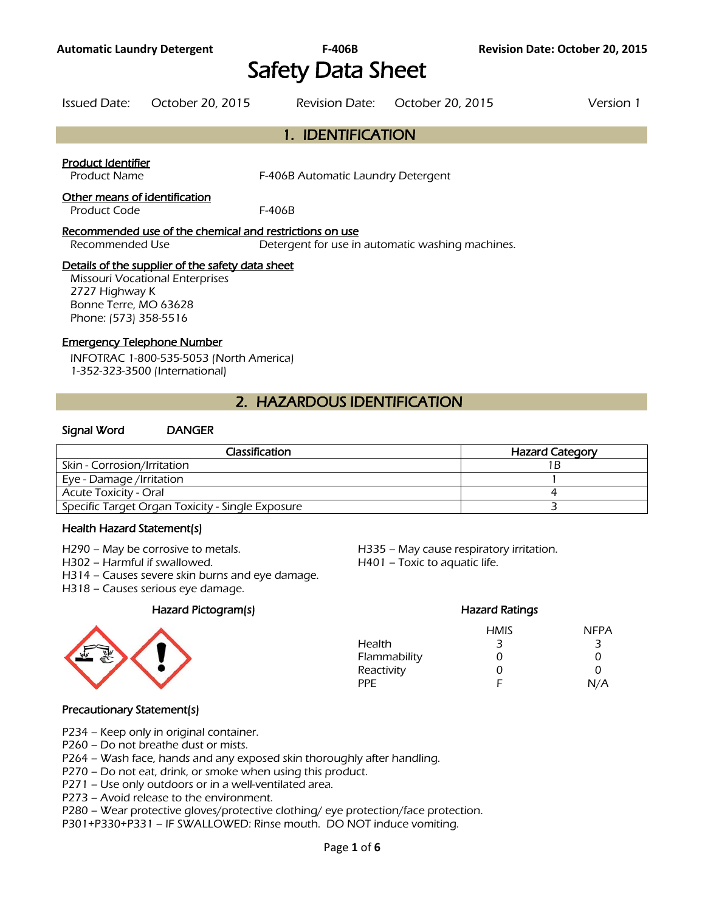# Safety Data Sheet

Issued Date: October 20, 2015 Revision Date: October 20, 2015 Version 1

## 1. IDENTIFICATION

**Product Identifier**

Product Name F-406B Automatic Laundry Detergent

**Other means of identification**

Product Code F-406B

**Recommended use of the chemical and restrictions on use**

Recommended Use Detergent for use in automatic washing machines.

**Details of the supplier of the safety data sheet**

Missouri Vocational Enterprises
2727 Highway K
Bonne Terre, MO 63628
Phone: (573) 358-5516

**Emergency Telephone Number**

INFOTRAC 1-800-535-5053 (North America)
1-352-323-3500 (International)

## 2. HAZARDOUS IDENTIFICATION

**Signal Word** DANGER

| Classification | Hazard Category |
|---|---|
| Skin - Corrosion/Irritation | 1B |
| Eye - Damage /Irritation | 1 |
| Acute Toxicity - Oral | 4 |
| Specific Target Organ Toxicity - Single Exposure | 3 |

### Health Hazard Statement(s)

H290 – May be corrosive to metals.
H302 – Harmful if swallowed.
H314 – Causes severe skin burns and eye damage.
H318 – Causes serious eye damage.
H335 – May cause respiratory irritation.
H401 – Toxic to aquatic life.

### Hazard Pictogram(s)

### Hazard Ratings

| | HMIS | NFPA |
|---|---|---|
| Health | 3 | 3 |
| Flammability | 0 | 0 |
| Reactivity | 0 | 0 |
| PPE | F | N/A |

### Precautionary Statement(s)

P234 – Keep only in original container.
P260 – Do not breathe dust or mists.
P264 – Wash face, hands and any exposed skin thoroughly after handling.
P270 – Do not eat, drink, or smoke when using this product.
P271 – Use only outdoors or in a well-ventilated area.
P273 – Avoid release to the environment.
P280 – Wear protective gloves/protective clothing/ eye protection/face protection.
P301+P330+P331 – IF SWALLOWED: Rinse mouth. DO NOT induce vomiting.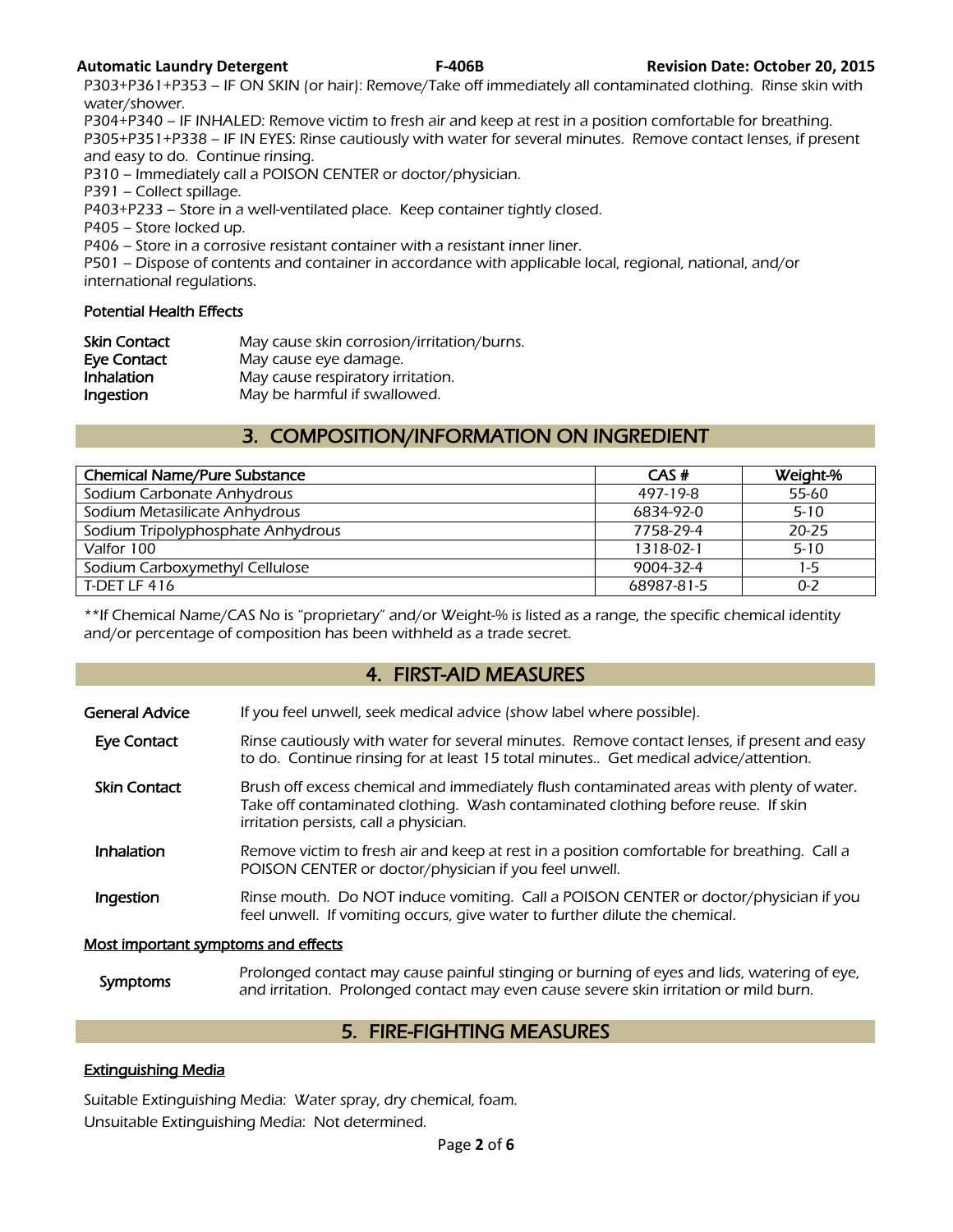P303+P361+P353 – IF ON SKIN (or hair): Remove/Take off immediately all contaminated clothing. Rinse skin with water/shower.

P304+P340 – IF INHALED: Remove victim to fresh air and keep at rest in a position comfortable for breathing.

P305+P351+P338 – IF IN EYES: Rinse cautiously with water for several minutes. Remove contact lenses, if present and easy to do. Continue rinsing.

P310 – Immediately call a POISON CENTER or doctor/physician.

P391 – Collect spillage.

P403+P233 – Store in a well-ventilated place. Keep container tightly closed.

P405 – Store locked up.

P406 – Store in a corrosive resistant container with a resistant inner liner.

P501 – Dispose of contents and container in accordance with applicable local, regional, national, and/or international regulations.

### Potential Health Effects

| | |
|---|---|
| **Skin Contact** | May cause skin corrosion/irritation/burns. |
| **Eye Contact** | May cause eye damage. |
| **Inhalation** | May cause respiratory irritation. |
| **Ingestion** | May be harmful if swallowed. |

## 3. COMPOSITION/INFORMATION ON INGREDIENT

| Chemical Name/Pure Substance | CAS # | Weight-% |
|---|---|---|
| Sodium Carbonate Anhydrous | 497-19-8 | 55-60 |
| Sodium Metasilicate Anhydrous | 6834-92-0 | 5-10 |
| Sodium Tripolyphosphate Anhydrous | 7758-29-4 | 20-25 |
| Valfor 100 | 1318-02-1 | 5-10 |
| Sodium Carboxymethyl Cellulose | 9004-32-4 | 1-5 |
| T-DET LF 416 | 68987-81-5 | 0-2 |

**If Chemical Name/CAS No is "proprietary" and/or Weight-% is listed as a range, the specific chemical identity and/or percentage of composition has been withheld as a trade secret.

## 4. FIRST-AID MEASURES

| | |
|---|---|
| **General Advice** | If you feel unwell, seek medical advice (show label where possible). |
| **Eye Contact** | Rinse cautiously with water for several minutes. Remove contact lenses, if present and easy to do. Continue rinsing for at least 15 total minutes.. Get medical advice/attention. |
| **Skin Contact** | Brush off excess chemical and immediately flush contaminated areas with plenty of water. Take off contaminated clothing. Wash contaminated clothing before reuse. If skin irritation persists, call a physician. |
| **Inhalation** | Remove victim to fresh air and keep at rest in a position comfortable for breathing. Call a POISON CENTER or doctor/physician if you feel unwell. |
| **Ingestion** | Rinse mouth. Do NOT induce vomiting. Call a POISON CENTER or doctor/physician if you feel unwell. If vomiting occurs, give water to further dilute the chemical. |

### Most important symptoms and effects

| | |
|---|---|
| **Symptoms** | Prolonged contact may cause painful stinging or burning of eyes and lids, watering of eye, and irritation. Prolonged contact may even cause severe skin irritation or mild burn. |

## 5. FIRE-FIGHTING MEASURES

### Extinguishing Media

Suitable Extinguishing Media: Water spray, dry chemical, foam.

Unsuitable Extinguishing Media: Not determined.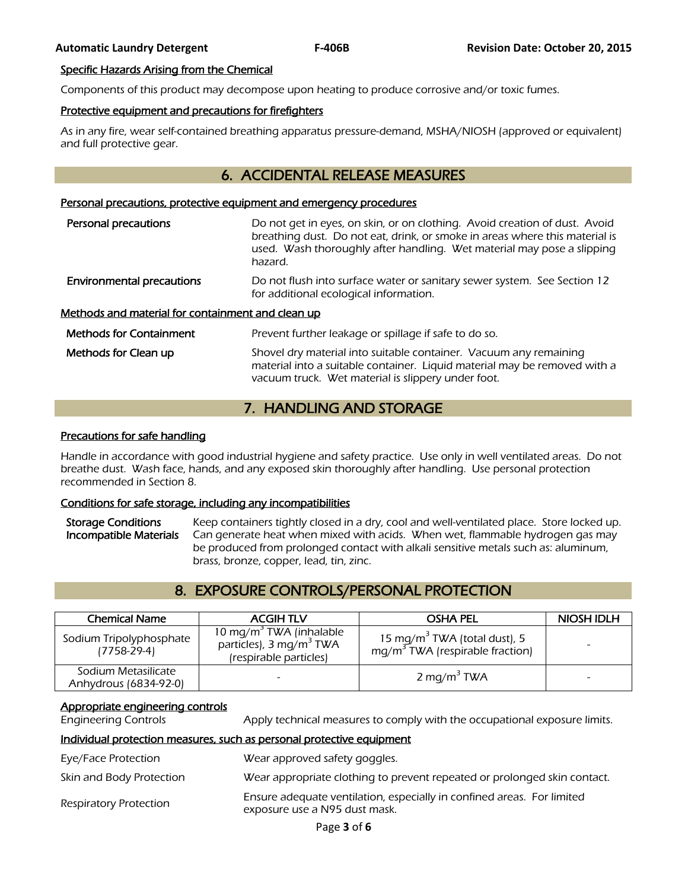#### Specific Hazards Arising from the Chemical

Components of this product may decompose upon heating to produce corrosive and/or toxic fumes.

#### Protective equipment and precautions for firefighters

As in any fire, wear self-contained breathing apparatus pressure-demand, MSHA/NIOSH (approved or equivalent) and full protective gear.

## 6. ACCIDENTAL RELEASE MEASURES

#### Personal precautions, protective equipment and emergency procedures

**Personal precautions**
Do not get in eyes, on skin, or on clothing. Avoid creation of dust. Avoid breathing dust. Do not eat, drink, or smoke in areas where this material is used. Wash thoroughly after handling. Wet material may pose a slipping hazard.

**Environmental precautions**
Do not flush into surface water or sanitary sewer system. See Section 12 for additional ecological information.

#### Methods and material for containment and clean up

**Methods for Containment**
Prevent further leakage or spillage if safe to do so.

**Methods for Clean up**
Shovel dry material into suitable container. Vacuum any remaining material into a suitable container. Liquid material may be removed with a vacuum truck. Wet material is slippery under foot.

## 7. HANDLING AND STORAGE

#### Precautions for safe handling

Handle in accordance with good industrial hygiene and safety practice. Use only in well ventilated areas. Do not breathe the dust. Wash face, hands, and any exposed skin thoroughly after handling. Use personal protection recommended in Section 8.

#### Conditions for safe storage, including any incompatibilities

**Storage Conditions**
Keep containers tightly closed in a dry, cool and well-ventilated place. Store locked up.

**Incompatible Materials**
Can generate heat when mixed with acids. When wet, flammable hydrogen gas may be produced from prolonged contact with alkali sensitive metals such as: aluminum, brass, bronze, copper, lead, tin, zinc.

## 8. EXPOSURE CONTROLS/PERSONAL PROTECTION

| Chemical Name | ACGIH TLV | OSHA PEL | NIOSH IDLH |
|---|---|---|---|
| Sodium Tripolyphosphate (7758-29-4) | 10 mg/m$^3$ TWA (inhalable particles), 3 mg/m$^3$ TWA (respirable particles) | 15 mg/m$^3$ TWA (total dust), 5 mg/m$^3$ TWA (respirable fraction) | - |
| Sodium Metasilicate Anhydrous (6834-92-0) | - | 2 mg/m$^3$ TWA | - |

#### Appropriate engineering controls

Engineering Controls: Apply technical measures to comply with the occupational exposure limits.

#### Individual protection measures, such as personal protective equipment

Eye/Face Protection: Wear approved safety goggles.

Skin and Body Protection: Wear appropriate clothing to prevent repeated or prolonged skin contact.

Respiratory Protection: Ensure adequate ventilation, especially in confined areas. For limited exposure use a N95 dust mask.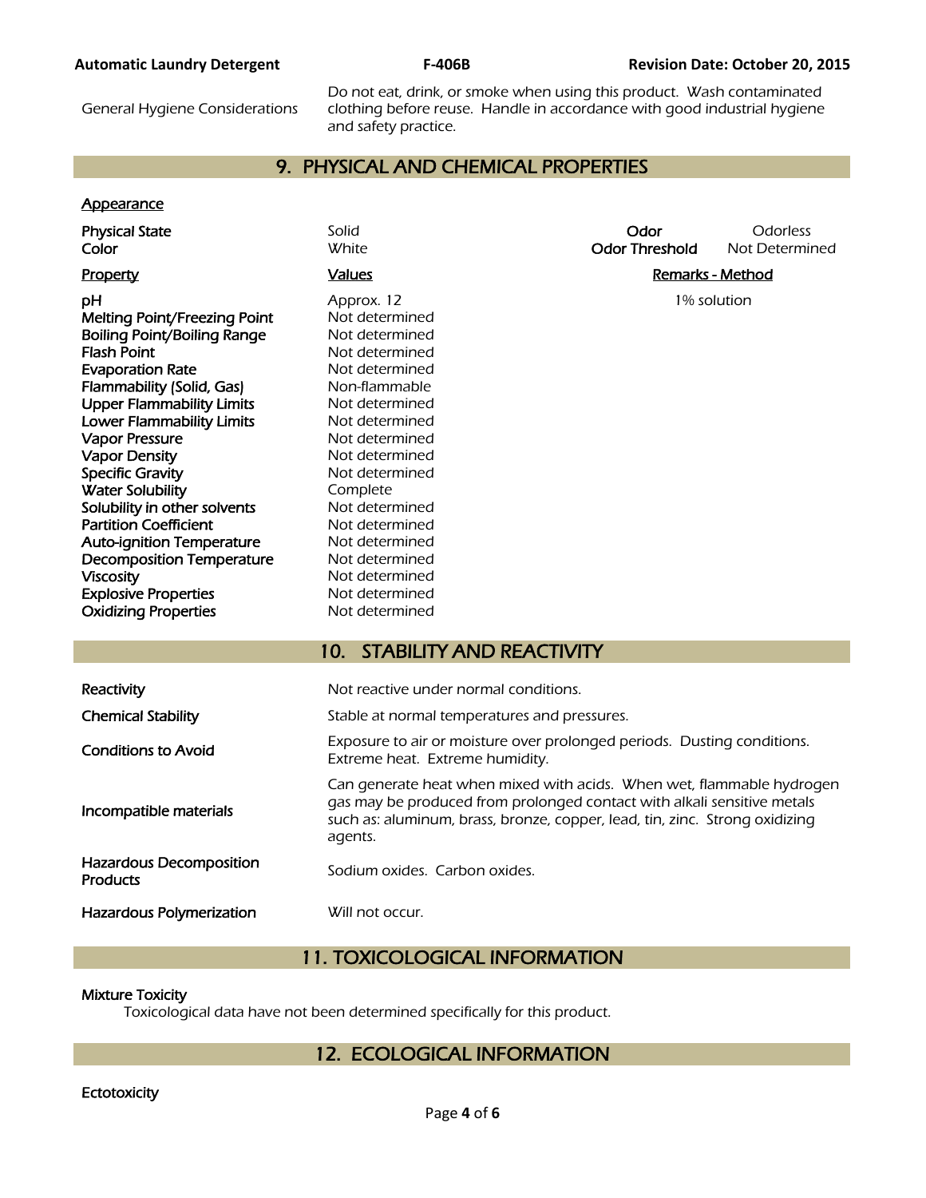| | |
|---|---|
| General Hygiene Considerations | Do not eat, drink, or smoke when using this product. Wash contaminated clothing before reuse. Handle in accordance with good industrial hygiene and safety practice. |

## 9. PHYSICAL AND CHEMICAL PROPERTIES

**Appearance**

| | | | |
|---|---|---|---|
| **Physical State** | Solid | **Odor** | Odorless |
| **Color** | White | **Odor Threshold** | Not Determined |

| Property | Values | Remarks - Method |
|---|---|---|
| **pH** | Approx. 12 | 1% solution |
| **Melting Point/Freezing Point** | Not determined | |
| **Boiling Point/Boiling Range** | Not determined | |
| **Flash Point** | Not determined | |
| **Evaporation Rate** | Not determined | |
| **Flammability (Solid, Gas)** | Non-flammable | |
| **Upper Flammability Limits** | Not determined | |
| **Lower Flammability Limits** | Not determined | |
| **Vapor Pressure** | Not determined | |
| **Vapor Density** | Not determined | |
| **Specific Gravity** | Not determined | |
| **Water Solubility** | Complete | |
| **Solubility in other solvents** | Not determined | |
| **Partition Coefficient** | Not determined | |
| **Auto-ignition Temperature** | Not determined | |
| **Decomposition Temperature** | Not determined | |
| **Viscosity** | Not determined | |
| **Explosive Properties** | Not determined | |
| **Oxidizing Properties** | Not determined | |

## 10. STABILITY AND REACTIVITY

| | |
|---|---|
| **Reactivity** | Not reactive under normal conditions. |
| **Chemical Stability** | Stable at normal temperatures and pressures. |
| **Conditions to Avoid** | Exposure to air or moisture over prolonged periods. Dusting conditions. Extreme heat. Extreme humidity. |
| **Incompatible materials** | Can generate heat when mixed with acids. When wet, flammable hydrogen gas may be produced from prolonged contact with alkali sensitive metals such as: aluminum, brass, bronze, copper, lead, tin, zinc. Strong oxidizing agents. |
| **Hazardous Decomposition Products** | Sodium oxides. Carbon oxides. |
| **Hazardous Polymerization** | Will not occur. |

## 11. TOXICOLOGICAL INFORMATION

**Mixture Toxicity**

Toxicological data have not been determined specifically for this product.

## 12. ECOLOGICAL INFORMATION

**Ectotoxicity**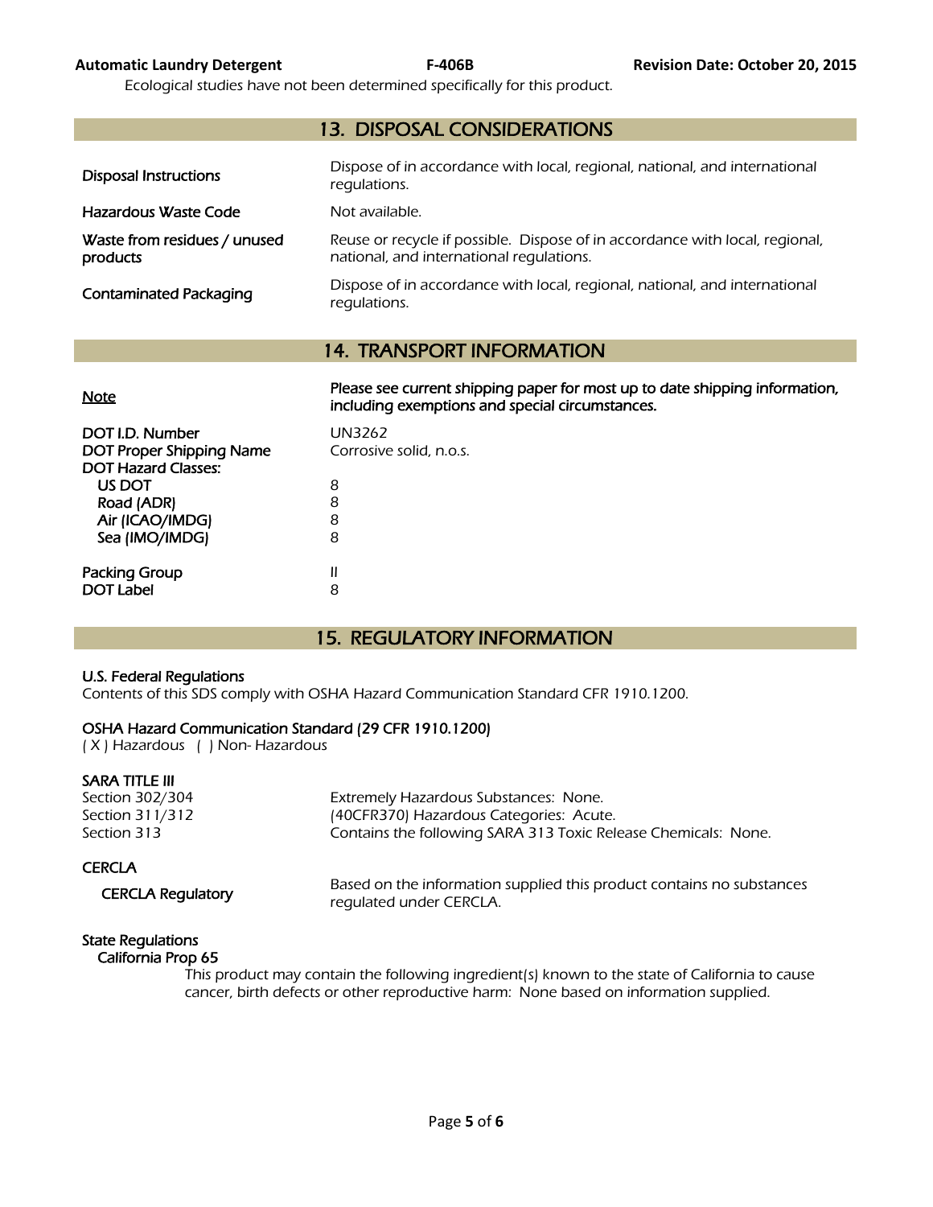Ecological studies have not been determined specifically for this product.

## 13. DISPOSAL CONSIDERATIONS

| | |
|---|---|
| Disposal Instructions | Dispose of in accordance with local, regional, national, and international regulations. |
| Hazardous Waste Code | Not available. |
| Waste from residues / unused products | Reuse or recycle if possible. Dispose of in accordance with local, regional, national, and international regulations. |
| Contaminated Packaging | Dispose of in accordance with local, regional, national, and international regulations. |

## 14. TRANSPORT INFORMATION

**Note** — **Please see current shipping paper for most up to date shipping information, including exemptions and special circumstances.**

| | |
|---|---|
| DOT I.D. Number | UN3262 |
| DOT Proper Shipping Name | Corrosive solid, n.o.s. |
| DOT Hazard Classes: | |
| US DOT | 8 |
| Road (ADR) | 8 |
| Air (ICAO/IMDG) | 8 |
| Sea (IMO/IMDG) | 8 |
| Packing Group | II |
| DOT Label | 8 |

## 15. REGULATORY INFORMATION

**U.S. Federal Regulations**

Contents of this SDS comply with OSHA Hazard Communication Standard CFR 1910.1200.

**OSHA Hazard Communication Standard (29 CFR 1910.1200)**

( X ) Hazardous ( ) Non- Hazardous

**SARA TITLE III**

| | |
|---|---|
| Section 302/304 | Extremely Hazardous Substances: None. |
| Section 311/312 | (40CFR370) Hazardous Categories: Acute. |
| Section 313 | Contains the following SARA 313 Toxic Release Chemicals: None. |

**CERCLA**

| | |
|---|---|
| CERCLA Regulatory | Based on the information supplied this product contains no substances regulated under CERCLA. |

**State Regulations**

**California Prop 65**

This product may contain the following ingredient(s) known to the state of California to cause cancer, birth defects or other reproductive harm: None based on information supplied.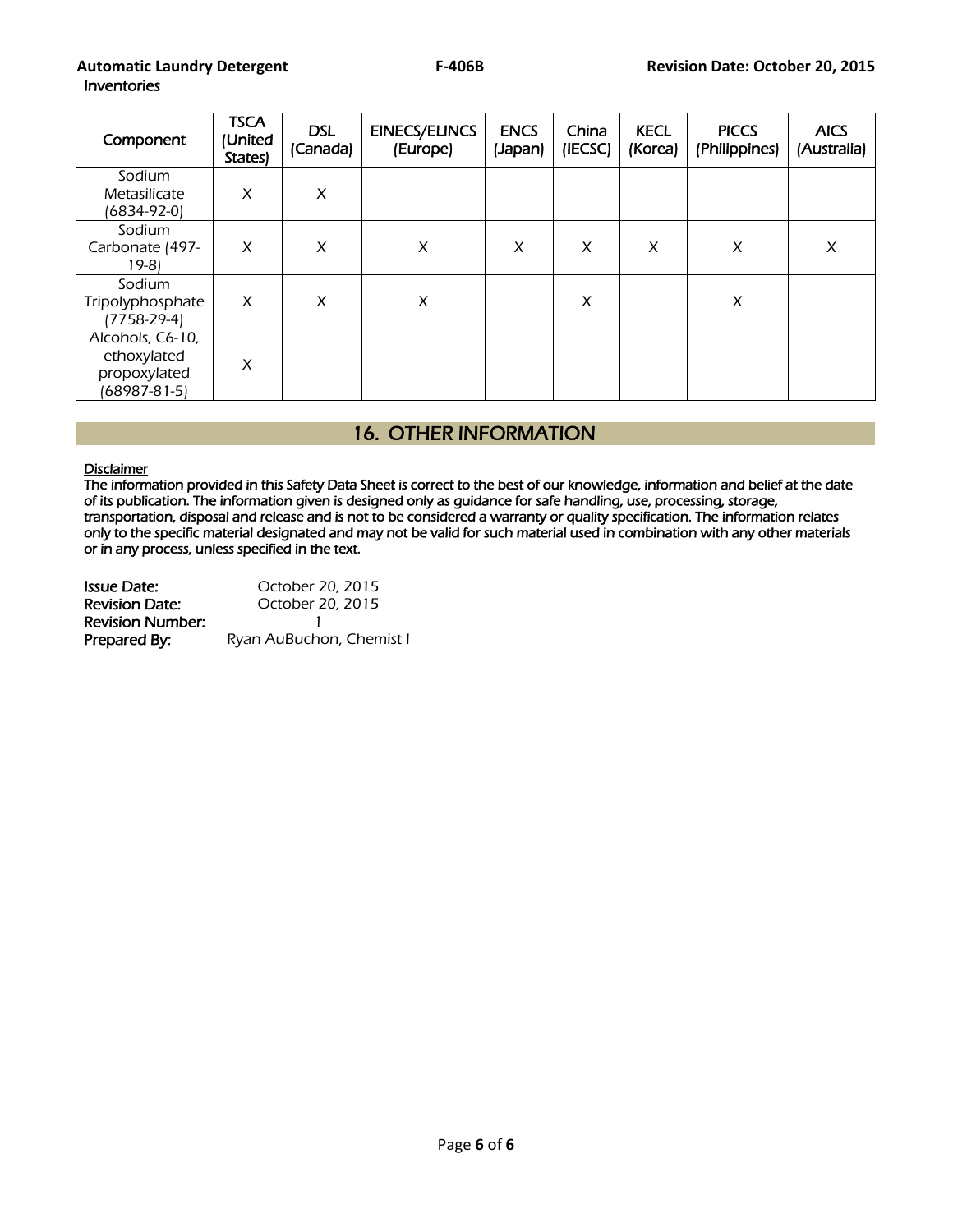Inventories

| Component | TSCA (United States) | DSL (Canada) | EINECS/ELINCS (Europe) | ENCS (Japan) | China (IECSC) | KECL (Korea) | PICCS (Philippines) | AICS (Australia) |
|---|---|---|---|---|---|---|---|---|
| Sodium Metasilicate (6834-92-0) | X | X | | | | | | |
| Sodium Carbonate (497-19-8) | X | X | X | X | X | X | X | X |
| Sodium Tripolyphosphate (7758-29-4) | X | X | X | | X | | X | |
| Alcohols, C6-10, ethoxylated propoxylated (68987-81-5) | X | | | | | | | |

## 16. OTHER INFORMATION

Disclaimer

The information provided in this Safety Data Sheet is correct to the best of our knowledge, information and belief at the date of its publication. The information given is designed only as guidance for safe handling, use, processing, storage, transportation, disposal and release and is not to be considered a warranty or quality specification. The information relates only to the specific material designated and may not be valid for such material used in combination with any other materials or in any process, unless specified in the text.

**Issue Date:** October 20, 2015
**Revision Date:** October 20, 2015
**Revision Number:** 1
**Prepared By:** Ryan AuBuchon, Chemist I